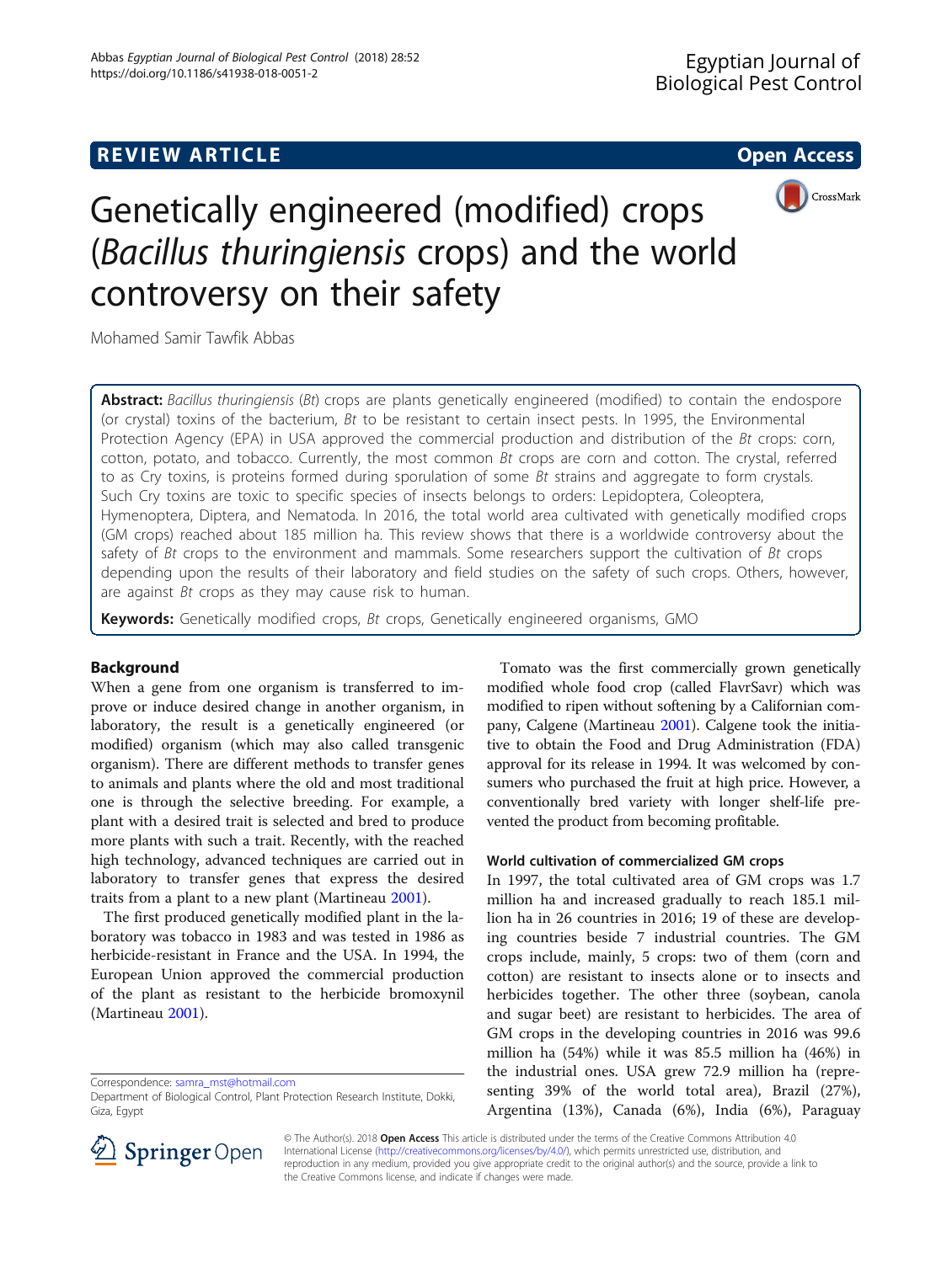REVIEW ARTICLE

Open Access

# Genetically engineered (modified) crops (*Bacillus thuringiensis* crops) and the world controversy on their safety

Mohamed Samir Tawfik Abbas

**Abstract:** *Bacillus thuringiensis* (*Bt*) crops are plants genetically engineered (modified) to contain the endospore (or crystal) toxins of the bacterium, *Bt* to be resistant to certain insect pests. In 1995, the Environmental Protection Agency (EPA) in USA approved the commercial production and distribution of the *Bt* crops: corn, cotton, potato, and tobacco. Currently, the most common *Bt* crops are corn and cotton. The crystal, referred to as Cry toxins, is proteins formed during sporulation of some *Bt* strains and aggregate to form crystals. Such Cry toxins are toxic to specific species of insects belongs to orders: Lepidoptera, Coleoptera, Hymenoptera, Diptera, and Nematoda. In 2016, the total world area cultivated with genetically modified crops (GM crops) reached about 185 million ha. This review shows that there is a worldwide controversy about the safety of *Bt* crops to the environment and mammals. Some researchers support the cultivation of *Bt* crops depending upon the results of their laboratory and field studies on the safety of such crops. Others, however, are against *Bt* crops as they may cause risk to human.

**Keywords:** Genetically modified crops, *Bt* crops, Genetically engineered organisms, GMO

## Background

When a gene from one organism is transferred to improve or induce desired change in another organism, in laboratory, the result is a genetically engineered (or modified) organism (which may also called transgenic organism). There are different methods to transfer genes to animals and plants where the old and most traditional one is through the selective breeding. For example, a plant with a desired trait is selected and bred to produce more plants with such a trait. Recently, with the reached high technology, advanced techniques are carried out in laboratory to transfer genes that express the desired traits from a plant to a new plant (Martineau 2001).

The first produced genetically modified plant in the laboratory was tobacco in 1983 and was tested in 1986 as herbicide-resistant in France and the USA. In 1994, the European Union approved the commercial production of the plant as resistant to the herbicide bromoxynil (Martineau 2001).

Tomato was the first commercially grown genetically modified whole food crop (called FlavrSavr) which was modified to ripen without softening by a Californian company, Calgene (Martineau 2001). Calgene took the initiative to obtain the Food and Drug Administration (FDA) approval for its release in 1994. It was welcomed by consumers who purchased the fruit at high price. However, a conventionally bred variety with longer shelf-life prevented the product from becoming profitable.

### World cultivation of commercialized GM crops

In 1997, the total cultivated area of GM crops was 1.7 million ha and increased gradually to reach 185.1 million ha in 26 countries in 2016; 19 of these are developing countries beside 7 industrial countries. The GM crops include, mainly, 5 crops: two of them (corn and cotton) are resistant to insects alone or to insects and herbicides together. The other three (soybean, canola and sugar beet) are resistant to herbicides. The area of GM crops in the developing countries in 2016 was 99.6 million ha (54%) while it was 85.5 million ha (46%) in the industrial ones. USA grew 72.9 million ha (representing 39% of the world total area), Brazil (27%), Argentina (13%), Canada (6%), India (6%), Paraguay

Correspondence: samra_mst@hotmail.com
Department of Biological Control, Plant Protection Research Institute, Dokki, Giza, Egypt

© The Author(s). 2018 **Open Access** This article is distributed under the terms of the Creative Commons Attribution 4.0 International License (http://creativecommons.org/licenses/by/4.0/), which permits unrestricted use, distribution, and reproduction in any medium, provided you give appropriate credit to the original author(s) and the source, provide a link to the Creative Commons license, and indicate if changes were made.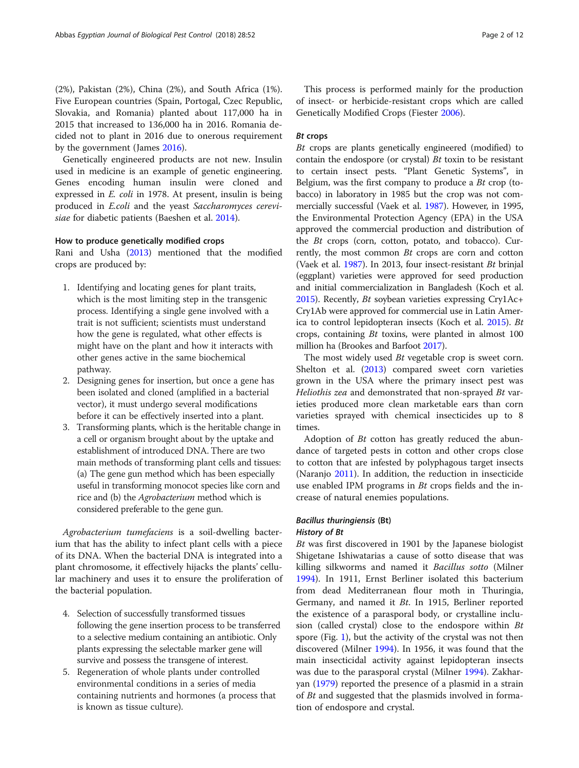(2%), Pakistan (2%), China (2%), and South Africa (1%). Five European countries (Spain, Portogal, Czec Republic, Slovakia, and Romania) planted about 117,000 ha in 2015 that increased to 136,000 ha in 2016. Romania decided not to plant in 2016 due to onerous requirement by the government (James 2016).

Genetically engineered products are not new. Insulin used in medicine is an example of genetic engineering. Genes encoding human insulin were cloned and expressed in *E. coli* in 1978. At present, insulin is being produced in *E.coli* and the yeast *Saccharomyces cerevisiae* for diabetic patients (Baeshen et al. 2014).

### How to produce genetically modified crops

Rani and Usha (2013) mentioned that the modified crops are produced by:

1. Identifying and locating genes for plant traits, which is the most limiting step in the transgenic process. Identifying a single gene involved with a trait is not sufficient; scientists must understand how the gene is regulated, what other effects is might have on the plant and how it interacts with other genes active in the same biochemical pathway.
2. Designing genes for insertion, but once a gene has been isolated and cloned (amplified in a bacterial vector), it must undergo several modifications before it can be effectively inserted into a plant.
3. Transforming plants, which is the heritable change in a cell or organism brought about by the uptake and establishment of introduced DNA. There are two main methods of transforming plant cells and tissues: (a) The gene gun method which has been especially useful in transforming monocot species like corn and rice and (b) the *Agrobacterium* method which is considered preferable to the gene gun.

*Agrobacterium tumefaciens* is a soil-dwelling bacterium that has the ability to infect plant cells with a piece of its DNA. When the bacterial DNA is integrated into a plant chromosome, it effectively hijacks the plants' cellular machinery and uses it to ensure the proliferation of the bacterial population.

4. Selection of successfully transformed tissues following the gene insertion process to be transferred to a selective medium containing an antibiotic. Only plants expressing the selectable marker gene will survive and possess the transgene of interest.
5. Regeneration of whole plants under controlled environmental conditions in a series of media containing nutrients and hormones (a process that is known as tissue culture).

This process is performed mainly for the production of insect- or herbicide-resistant crops which are called Genetically Modified Crops (Fiester 2006).

#### *Bt* crops

*Bt* crops are plants genetically engineered (modified) to contain the endospore (or crystal) *Bt* toxin to be resistant to certain insect pests. "Plant Genetic Systems", in Belgium, was the first company to produce a *Bt* crop (tobacco) in laboratory in 1985 but the crop was not commercially successful (Vaek et al. 1987). However, in 1995, the Environmental Protection Agency (EPA) in the USA approved the commercial production and distribution of the *Bt* crops (corn, cotton, potato, and tobacco). Currently, the most common *Bt* crops are corn and cotton (Vaek et al. 1987). In 2013, four insect-resistant *Bt* brinjal (eggplant) varieties were approved for seed production and initial commercialization in Bangladesh (Koch et al. 2015). Recently, *Bt* soybean varieties expressing Cry1Ac+ Cry1Ab were approved for commercial use in Latin America to control lepidopteran insects (Koch et al. 2015). *Bt* crops, containing *Bt* toxins, were planted in almost 100 million ha (Brookes and Barfoot 2017).

The most widely used *Bt* vegetable crop is sweet corn. Shelton et al. (2013) compared sweet corn varieties grown in the USA where the primary insect pest was *Heliothis zea* and demonstrated that non-sprayed *Bt* varieties produced more clean marketable ears than corn varieties sprayed with chemical insecticides up to 8 times.

Adoption of *Bt* cotton has greatly reduced the abundance of targeted pests in cotton and other crops close to cotton that are infested by polyphagous target insects (Naranjo 2011). In addition, the reduction in insecticide use enabled IPM programs in *Bt* crops fields and the increase of natural enemies populations.

### *Bacillus thuringiensis* (Bt)

#### *History of Bt*

*Bt* was first discovered in 1901 by the Japanese biologist Shigetane Ishiwatarias a cause of sotto disease that was killing silkworms and named it *Bacillus sotto* (Milner 1994). In 1911, Ernst Berliner isolated this bacterium from dead Mediterranean flour moth in Thuringia, Germany, and named it *Bt*. In 1915, Berliner reported the existence of a parasporal body, or crystalline inclusion (called crystal) close to the endospore within *Bt* spore (Fig. 1), but the activity of the crystal was not then discovered (Milner 1994). In 1956, it was found that the main insecticidal activity against lepidopteran insects was due to the parasporal crystal (Milner 1994). Zakharyan (1979) reported the presence of a plasmid in a strain of *Bt* and suggested that the plasmids involved in formation of endospore and crystal.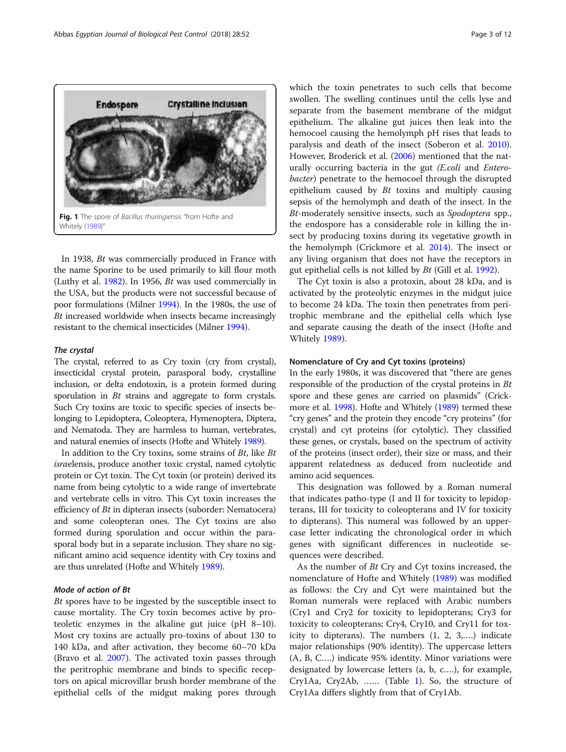Fig. 1 The spore of *Bacillus thuringiensis* "from Hofte and Whitely (1989)"

In 1938, *Bt* was commercially produced in France with the name Sporine to be used primarily to kill flour moth (Luthy et al. 1982). In 1956, *Bt* was used commercially in the USA, but the products were not successful because of poor formulations (Milner 1994). In the 1980s, the use of *Bt* increased worldwide when insects became increasingly resistant to the chemical insecticides (Milner 1994).

### *The crystal*

The crystal, referred to as Cry toxin (cry from crystal), insecticidal crystal protein, parasporal body, crystalline inclusion, or delta endotoxin, is a protein formed during sporulation in *Bt* strains and aggregate to form crystals. Such Cry toxins are toxic to specific species of insects belonging to Lepidoptera, Coleoptera, Hymenoptera, Diptera, and Nematoda. They are harmless to human, vertebrates, and natural enemies of insects (Hofte and Whitely 1989).

In addition to the Cry toxins, some strains of *Bt*, like *Bt israe*lensis, produce another toxic crystal, named cytolytic protein or Cyt toxin. The Cyt toxin (or protein) derived its name from being cytolytic to a wide range of invertebrate and vertebrate cells in vitro. This Cyt toxin increases the efficiency of *Bt* in dipteran insects (suborder: Nematocera) and some coleopteran ones. The Cyt toxins are also formed during sporulation and occur within the parasporal body but in a separate inclusion. They share no significant amino acid sequence identity with Cry toxins and are thus unrelated (Hofte and Whitely 1989).

### *Mode of action of Bt*

*Bt* spores have to be ingested by the susceptible insect to cause mortality. The Cry toxin becomes active by proteoletic enzymes in the alkaline gut juice (pH 8–10). Most cry toxins are actually pro-toxins of about 130 to 140 kDa, and after activation, they become 60–70 kDa (Bravo et al. 2007). The activated toxin passes through the peritrophic membrane and binds to specific receptors on apical microvillar brush border membrane of the epithelial cells of the midgut making pores through which the toxin penetrates to such cells that become swollen. The swelling continues until the cells lyse and separate from the basement membrane of the midgut epithelium. The alkaline gut juices then leak into the hemocoel causing the hemolymph pH rises that leads to paralysis and death of the insect (Soberon et al. 2010). However, Broderick et al. (2006) mentioned that the naturally occurring bacteria in the gut *(E.coli* and *Enterobacter*) penetrate to the hemocoel through the disrupted epithelium caused by *Bt* toxins and multiply causing sepsis of the hemolymph and death of the insect. In the *Bt*-moderately sensitive insects, such as *Spodoptera* spp., the endospore has a considerable role in killing the insect by producing toxins during its vegetative growth in the hemolymph (Crickmore et al. 2014). The insect or any living organism that does not have the receptors in gut epithelial cells is not killed by *Bt* (Gill et al. 1992).

The Cyt toxin is also a protoxin, about 28 kDa, and is activated by the proteolytic enzymes in the midgut juice to become 24 kDa. The toxin then penetrates from peritrophic membrane and the epithelial cells which lyse and separate causing the death of the insect (Hofte and Whitely 1989).

### Nomenclature of Cry and Cyt toxins (proteins)

In the early 1980s, it was discovered that "there are genes responsible of the production of the crystal proteins in *Bt* spore and these genes are carried on plasmids" (Crickmore et al. 1998). Hofte and Whitely (1989) termed these "cry genes" and the protein they encode "cry proteins" (for crystal) and cyt proteins (for cytolytic). They classified these genes, or crystals, based on the spectrum of activity of the proteins (insect order), their size or mass, and their apparent relatedness as deduced from nucleotide and amino acid sequences.

This designation was followed by a Roman numeral that indicates patho-type (I and II for toxicity to lepidopterans, III for toxicity to coleopterans and IV for toxicity to dipterans). This numeral was followed by an uppercase letter indicating the chronological order in which genes with significant differences in nucleotide sequences were described.

As the number of *Bt* Cry and Cyt toxins increased, the nomenclature of Hofte and Whitely (1989) was modified as follows: the Cry and Cyt were maintained but the Roman numerals were replaced with Arabic numbers (Cry1 and Cry2 for toxicity to lepidopterans; Cry3 for toxicity to coleopterans; Cry4, Cry10, and Cry11 for toxicity to dipterans). The numbers (1, 2, 3,….) indicate major relationships (90% identity). The uppercase letters (A, B, C….) indicate 95% identity. Minor variations were designated by lowercase letters (a, b, c….), for example, Cry1Aa, Cry2Ab, …… (Table 1). So, the structure of Cry1Aa differs slightly from that of Cry1Ab.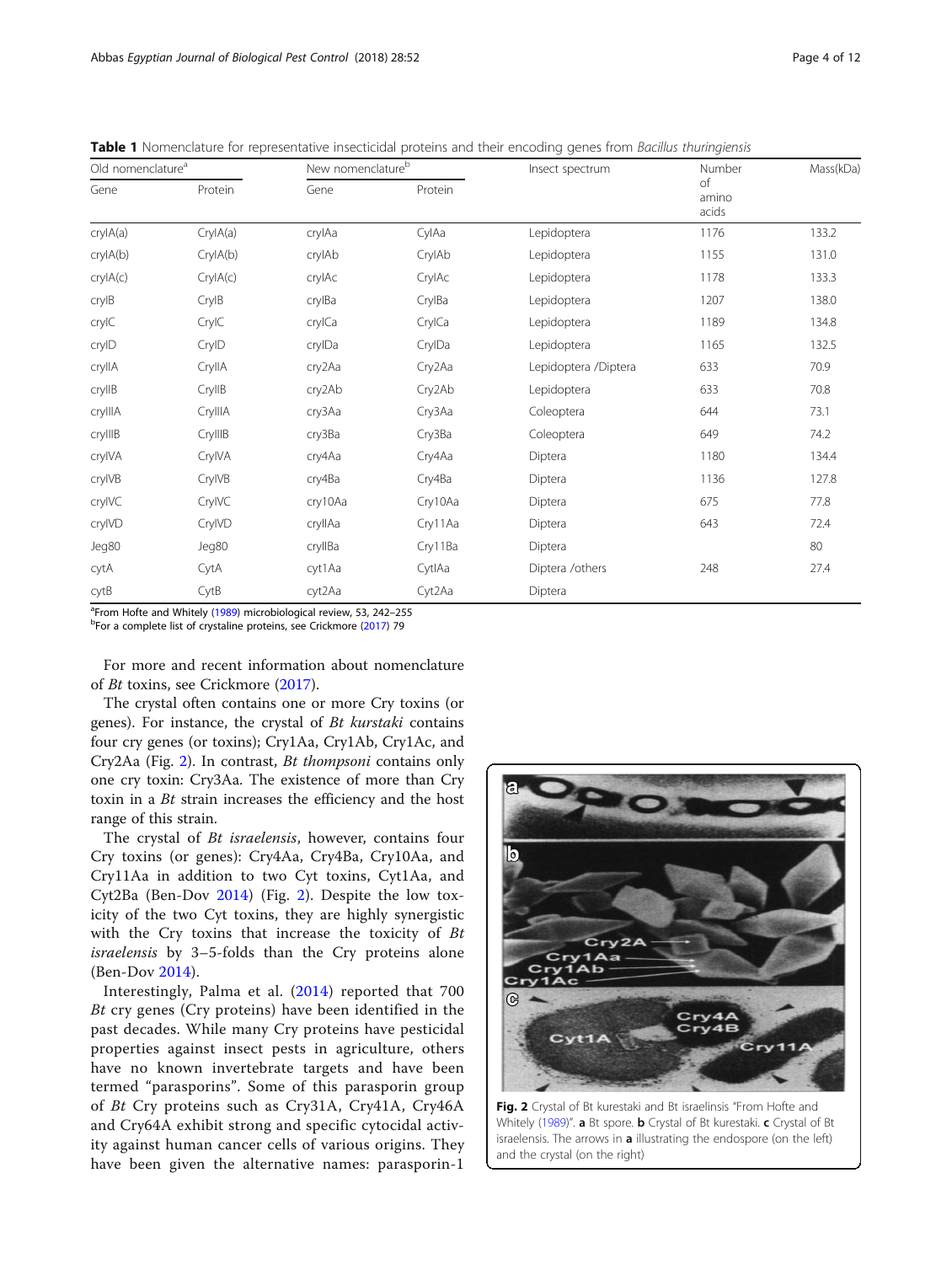**Table 1** Nomenclature for representative insecticidal proteins and their encoding genes from *Bacillus thuringiensis*

| Old nomenclature[a] | | New nomenclature[b] | | Insect spectrum | Number of amino acids | Mass(kDa) |
|---|---|---|---|---|---|---|
| Gene | Protein | Gene | Protein | | | |
| cryIA(a) | CryIA(a) | cryIAa | CylAa | Lepidoptera | 1176 | 133.2 |
| cryIA(b) | CryIA(b) | cryIAb | CryIAb | Lepidoptera | 1155 | 131.0 |
| cryIA(c) | CryIA(c) | cryIAc | CryIAc | Lepidoptera | 1178 | 133.3 |
| cryIB | CryIB | cryIBa | CryIBa | Lepidoptera | 1207 | 138.0 |
| cryIC | CryIC | cryICa | CryICa | Lepidoptera | 1189 | 134.8 |
| cryID | CryID | cryIDa | CryIDa | Lepidoptera | 1165 | 132.5 |
| cryIIA | CryIIA | cry2Aa | Cry2Aa | Lepidoptera /Diptera | 633 | 70.9 |
| cryIIB | CryIIB | cry2Ab | Cry2Ab | Lepidoptera | 633 | 70.8 |
| cryIIIA | CryIIIA | cry3Aa | Cry3Aa | Coleoptera | 644 | 73.1 |
| cryIIIB | CryIIIB | cry3Ba | Cry3Ba | Coleoptera | 649 | 74.2 |
| cryIVA | CryIVA | cry4Aa | Cry4Aa | Diptera | 1180 | 134.4 |
| cryIVB | CryIVB | cry4Ba | Cry4Ba | Diptera | 1136 | 127.8 |
| cryIVC | CryIVC | cry10Aa | Cry10Aa | Diptera | 675 | 77.8 |
| cryIVD | CryIVD | cryIIAa | Cry11Aa | Diptera | 643 | 72.4 |
| Jeg80 | Jeg80 | cryIIBa | Cry11Ba | Diptera | | 80 |
| cytA | CytA | cyt1Aa | CytIAa | Diptera /others | 248 | 27.4 |
| cytB | CytB | cyt2Aa | Cyt2Aa | Diptera | | |

[a]From Hofte and Whitely (1989) microbiological review, 53, 242–255
[b]For a complete list of crystaline proteins, see Crickmore (2017) 79

For more and recent information about nomenclature of *Bt* toxins, see Crickmore (2017).

The crystal often contains one or more Cry toxins (or genes). For instance, the crystal of *Bt kurstaki* contains four cry genes (or toxins); Cry1Aa, Cry1Ab, Cry1Ac, and Cry2Aa (Fig. 2). In contrast, *Bt thompsoni* contains only one cry toxin: Cry3Aa. The existence of more than Cry toxin in a *Bt* strain increases the efficiency and the host range of this strain.

The crystal of *Bt israelensis*, however, contains four Cry toxins (or genes): Cry4Aa, Cry4Ba, Cry10Aa, and Cry11Aa in addition to two Cyt toxins, Cyt1Aa, and Cyt2Ba (Ben-Dov 2014) (Fig. 2). Despite the low toxicity of the two Cyt toxins, they are highly synergistic with the Cry toxins that increase the toxicity of *Bt israelensis* by 3–5-folds than the Cry proteins alone (Ben-Dov 2014).

Interestingly, Palma et al. (2014) reported that 700 *Bt* cry genes (Cry proteins) have been identified in the past decades. While many Cry proteins have pesticidal properties against insect pests in agriculture, others have no known invertebrate targets and have been termed "parasporins". Some of this parasporin group of *Bt* Cry proteins such as Cry31A, Cry41A, Cry46A and Cry64A exhibit strong and specific cytocidal activity against human cancer cells of various origins. They have been given the alternative names: parasporin-1

**Fig. 2** Crystal of Bt kurestaki and Bt israelinsis "From Hofte and Whitely (1989)". **a** Bt spore. **b** Crystal of Bt kurestaki. **c** Crystal of Bt israelensis. The arrows in **a** illustrating the endospore (on the left) and the crystal (on the right)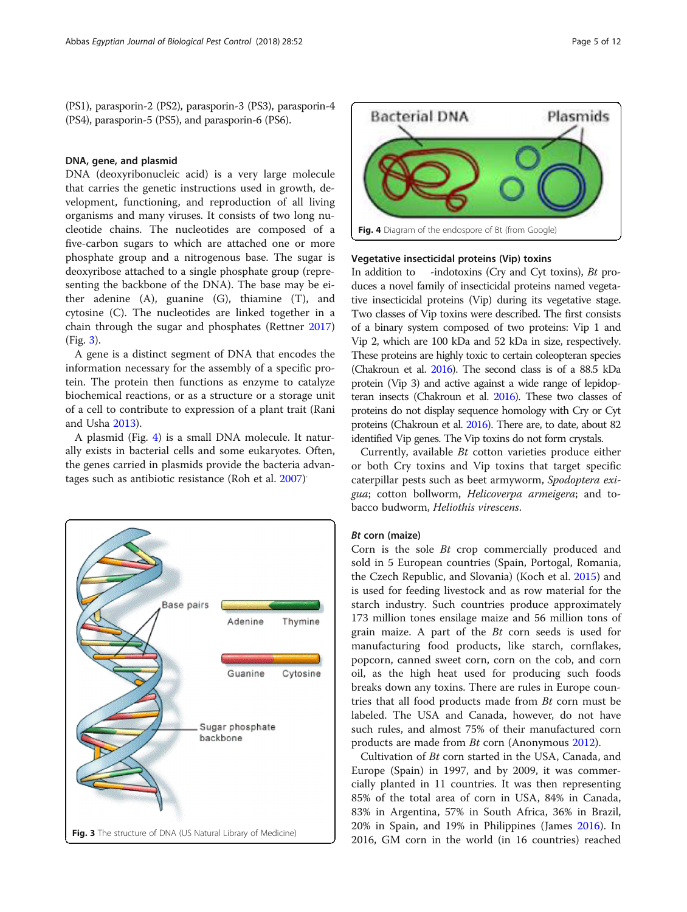(PS1), parasporin-2 (PS2), parasporin-3 (PS3), parasporin-4 (PS4), parasporin-5 (PS5), and parasporin-6 (PS6).

### DNA, gene, and plasmid

DNA (deoxyribonucleic acid) is a very large molecule that carries the genetic instructions used in growth, development, functioning, and reproduction of all living organisms and many viruses. It consists of two long nucleotide chains. The nucleotides are composed of a five-carbon sugars to which are attached one or more phosphate group and a nitrogenous base. The sugar is deoxyribose attached to a single phosphate group (representing the backbone of the DNA). The base may be either adenine (A), guanine (G), thiamine (T), and cytosine (C). The nucleotides are linked together in a chain through the sugar and phosphates (Rettner 2017) (Fig. 3).

A gene is a distinct segment of DNA that encodes the information necessary for the assembly of a specific protein. The protein then functions as enzyme to catalyze biochemical reactions, or as a structure or a storage unit of a cell to contribute to expression of a plant trait (Rani and Usha 2013).

A plasmid (Fig. 4) is a small DNA molecule. It naturally exists in bacterial cells and some eukaryotes. Often, the genes carried in plasmids provide the bacteria advantages such as antibiotic resistance (Roh et al. 2007).

**Fig. 3** The structure of DNA (US Natural Library of Medicine)

**Fig. 4** Diagram of the endospore of Bt (from Google)

### Vegetative insecticidal proteins (Vip) toxins

In addition to -indotoxins (Cry and Cyt toxins), *Bt* produces a novel family of insecticidal proteins named vegetative insecticidal proteins (Vip) during its vegetative stage. Two classes of Vip toxins were described. The first consists of a binary system composed of two proteins: Vip 1 and Vip 2, which are 100 kDa and 52 kDa in size, respectively. These proteins are highly toxic to certain coleopteran species (Chakroun et al. 2016). The second class is of a 88.5 kDa protein (Vip 3) and active against a wide range of lepidopteran insects (Chakroun et al. 2016). These two classes of proteins do not display sequence homology with Cry or Cyt proteins (Chakroun et al. 2016). There are, to date, about 82 identified Vip genes. The Vip toxins do not form crystals.

Currently, available *Bt* cotton varieties produce either or both Cry toxins and Vip toxins that target specific caterpillar pests such as beet armyworm, *Spodoptera exigua*; cotton bollworm, *Helicoverpa armeigera*; and tobacco budworm, *Heliothis virescens*.

### *Bt* corn (maize)

Corn is the sole *Bt* crop commercially produced and sold in 5 European countries (Spain, Portogal, Romania, the Czech Republic, and Slovania) (Koch et al. 2015) and is used for feeding livestock and as row material for the starch industry. Such countries produce approximately 173 million tones ensilage maize and 56 million tons of grain maize. A part of the *Bt* corn seeds is used for manufacturing food products, like starch, cornflakes, popcorn, canned sweet corn, corn on the cob, and corn oil, as the high heat used for producing such foods breaks down any toxins. There are rules in Europe countries that all food products made from *Bt* corn must be labeled. The USA and Canada, however, do not have such rules, and almost 75% of their manufactured corn products are made from *Bt* corn (Anonymous 2012).

Cultivation of *Bt* corn started in the USA, Canada, and Europe (Spain) in 1997, and by 2009, it was commercially planted in 11 countries. It was then representing 85% of the total area of corn in USA, 84% in Canada, 83% in Argentina, 57% in South Africa, 36% in Brazil, 20% in Spain, and 19% in Philippines (James 2016). In 2016, GM corn in the world (in 16 countries) reached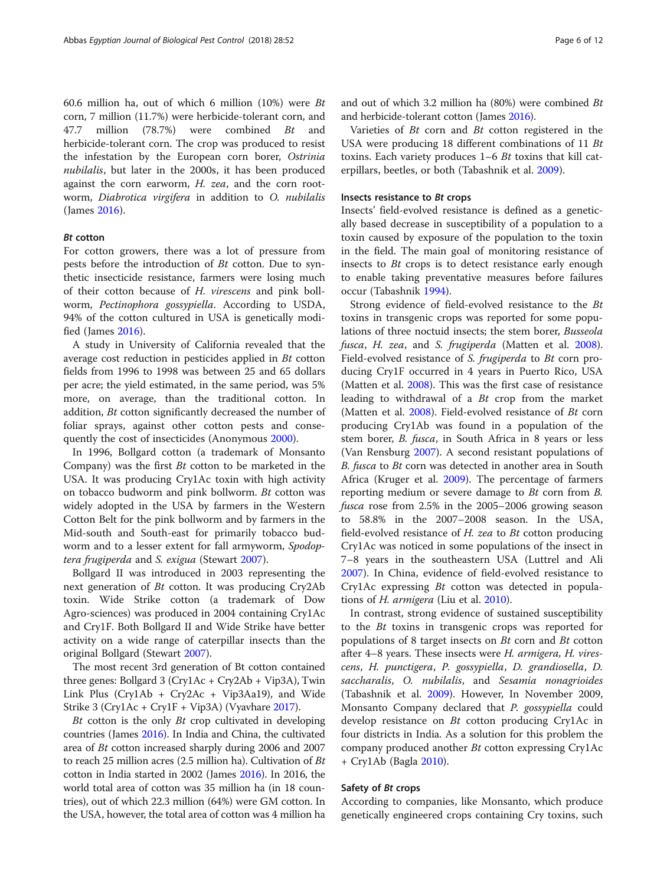60.6 million ha, out of which 6 million (10%) were *Bt* corn, 7 million (11.7%) were herbicide-tolerant corn, and 47.7 million (78.7%) were combined *Bt* and herbicide-tolerant corn. The crop was produced to resist the infestation by the European corn borer, *Ostrinia nubilalis*, but later in the 2000s, it has been produced against the corn earworm, *H. zea*, and the corn rootworm, *Diabrotica virgifera* in addition to *O. nubilalis* (James 2016).

### *Bt* cotton

For cotton growers, there was a lot of pressure from pests before the introduction of *Bt* cotton. Due to synthetic insecticide resistance, farmers were losing much of their cotton because of *H. virescens* and pink bollworm, *Pectinophora gossypiella*. According to USDA, 94% of the cotton cultured in USA is genetically modified (James 2016).

A study in University of California revealed that the average cost reduction in pesticides applied in *Bt* cotton fields from 1996 to 1998 was between 25 and 65 dollars per acre; the yield estimated, in the same period, was 5% more, on average, than the traditional cotton. In addition, *Bt* cotton significantly decreased the number of foliar sprays, against other cotton pests and consequently the cost of insecticides (Anonymous 2000).

In 1996, Bollgard cotton (a trademark of Monsanto Company) was the first *Bt* cotton to be marketed in the USA. It was producing Cry1Ac toxin with high activity on tobacco budworm and pink bollworm. *Bt* cotton was widely adopted in the USA by farmers in the Western Cotton Belt for the pink bollworm and by farmers in the Mid-south and South-east for primarily tobacco budworm and to a lesser extent for fall armyworm, *Spodoptera frugiperda* and *S. exigua* (Stewart 2007).

Bollgard II was introduced in 2003 representing the next generation of *Bt* cotton. It was producing Cry2Ab toxin. Wide Strike cotton (a trademark of Dow Agro-sciences) was produced in 2004 containing Cry1Ac and Cry1F. Both Bollgard II and Wide Strike have better activity on a wide range of caterpillar insects than the original Bollgard (Stewart 2007).

The most recent 3rd generation of Bt cotton contained three genes: Bollgard 3 (Cry1Ac + Cry2Ab + Vip3A), Twin Link Plus (Cry1Ab + Cry2Ac + Vip3Aa19), and Wide Strike 3 (Cry1Ac + Cry1F + Vip3A) (Vyavhare 2017).

*Bt* cotton is the only *Bt* crop cultivated in developing countries (James 2016). In India and China, the cultivated area of *Bt* cotton increased sharply during 2006 and 2007 to reach 25 million acres (2.5 million ha). Cultivation of *Bt* cotton in India started in 2002 (James 2016). In 2016, the world total area of cotton was 35 million ha (in 18 countries), out of which 22.3 million (64%) were GM cotton. In the USA, however, the total area of cotton was 4 million ha and out of which 3.2 million ha (80%) were combined *Bt* and herbicide-tolerant cotton (James 2016).

Varieties of *Bt* corn and *Bt* cotton registered in the USA were producing 18 different combinations of 11 *Bt* toxins. Each variety produces 1–6 *Bt* toxins that kill caterpillars, beetles, or both (Tabashnik et al. 2009).

### Insects resistance to *Bt* crops

Insects' field-evolved resistance is defined as a genetically based decrease in susceptibility of a population to a toxin caused by exposure of the population to the toxin in the field. The main goal of monitoring resistance of insects to *Bt* crops is to detect resistance early enough to enable taking preventative measures before failures occur (Tabashnik 1994).

Strong evidence of field-evolved resistance to the *Bt* toxins in transgenic crops was reported for some populations of three noctuid insects; the stem borer, *Busseola fusca*, *H. zea*, and *S. frugiperda* (Matten et al. 2008). Field-evolved resistance of *S. frugiperda* to *Bt* corn producing Cry1F occurred in 4 years in Puerto Rico, USA (Matten et al. 2008). This was the first case of resistance leading to withdrawal of a *Bt* crop from the market (Matten et al. 2008). Field-evolved resistance of *Bt* corn producing Cry1Ab was found in a population of the stem borer, *B. fusca*, in South Africa in 8 years or less (Van Rensburg 2007). A second resistant populations of *B. fusca* to *Bt* corn was detected in another area in South Africa (Kruger et al. 2009). The percentage of farmers reporting medium or severe damage to *Bt* corn from *B. fusca* rose from 2.5% in the 2005–2006 growing season to 58.8% in the 2007–2008 season. In the USA, field-evolved resistance of *H. zea* to *Bt* cotton producing Cry1Ac was noticed in some populations of the insect in 7–8 years in the southeastern USA (Luttrel and Ali 2007). In China, evidence of field-evolved resistance to Cry1Ac expressing *Bt* cotton was detected in populations of *H. armigera* (Liu et al. 2010).

In contrast, strong evidence of sustained susceptibility to the *Bt* toxins in transgenic crops was reported for populations of 8 target insects on *Bt* corn and *Bt* cotton after 4–8 years. These insects were *H. armigera, H. virescens*, *H. punctigera*, *P. gossypiella*, *D. grandiosella*, *D. saccharalis*, *O. nubilalis*, and *Sesamia nonagrioides* (Tabashnik et al. 2009). However, In November 2009, Monsanto Company declared that *P. gossypiella* could develop resistance on *Bt* cotton producing Cry1Ac in four districts in India. As a solution for this problem the company produced another *Bt* cotton expressing Cry1Ac + Cry1Ab (Bagla 2010).

### Safety of *Bt* crops

According to companies, like Monsanto, which produce genetically engineered crops containing Cry toxins, such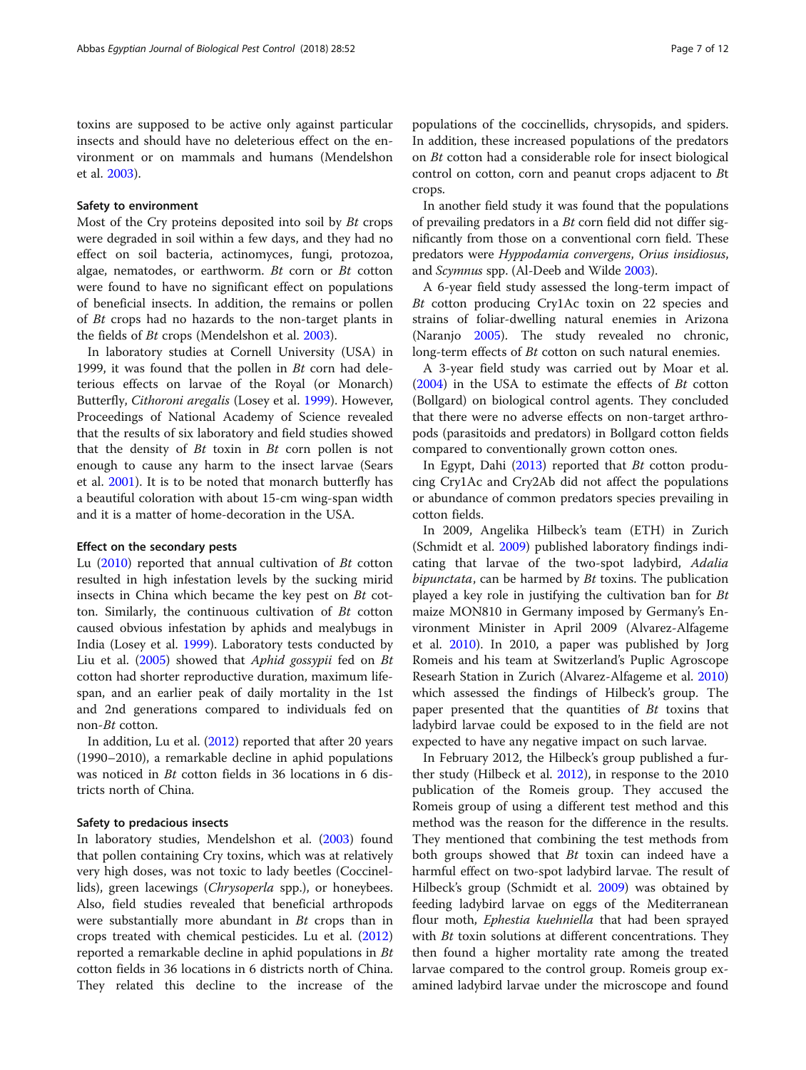toxins are supposed to be active only against particular insects and should have no deleterious effect on the environment or on mammals and humans (Mendelshon et al. 2003).

### Safety to environment

Most of the Cry proteins deposited into soil by *Bt* crops were degraded in soil within a few days, and they had no effect on soil bacteria, actinomyces, fungi, protozoa, algae, nematodes, or earthworm. *Bt* corn or *Bt* cotton were found to have no significant effect on populations of beneficial insects. In addition, the remains or pollen of *Bt* crops had no hazards to the non-target plants in the fields of *Bt* crops (Mendelshon et al. 2003).

In laboratory studies at Cornell University (USA) in 1999, it was found that the pollen in *Bt* corn had deleterious effects on larvae of the Royal (or Monarch) Butterfly, *Cithoroni aregalis* (Losey et al. 1999). However, Proceedings of National Academy of Science revealed that the results of six laboratory and field studies showed that the density of *Bt* toxin in *Bt* corn pollen is not enough to cause any harm to the insect larvae (Sears et al. 2001). It is to be noted that monarch butterfly has a beautiful coloration with about 15-cm wing-span width and it is a matter of home-decoration in the USA.

### Effect on the secondary pests

Lu (2010) reported that annual cultivation of *Bt* cotton resulted in high infestation levels by the sucking mirid insects in China which became the key pest on *Bt* cotton. Similarly, the continuous cultivation of *Bt* cotton caused obvious infestation by aphids and mealybugs in India (Losey et al. 1999). Laboratory tests conducted by Liu et al. (2005) showed that *Aphid gossypii* fed on *Bt* cotton had shorter reproductive duration, maximum lifespan, and an earlier peak of daily mortality in the 1st and 2nd generations compared to individuals fed on non-*Bt* cotton.

In addition, Lu et al. (2012) reported that after 20 years (1990–2010), a remarkable decline in aphid populations was noticed in *Bt* cotton fields in 36 locations in 6 districts north of China.

### Safety to predacious insects

In laboratory studies, Mendelshon et al. (2003) found that pollen containing Cry toxins, which was at relatively very high doses, was not toxic to lady beetles (Coccinellids), green lacewings (*Chrysoperla* spp.), or honeybees. Also, field studies revealed that beneficial arthropods were substantially more abundant in *Bt* crops than in crops treated with chemical pesticides. Lu et al. (2012) reported a remarkable decline in aphid populations in *Bt* cotton fields in 36 locations in 6 districts north of China. They related this decline to the increase of the populations of the coccinellids, chrysopids, and spiders. In addition, these increased populations of the predators on *Bt* cotton had a considerable role for insect biological control on cotton, corn and peanut crops adjacent to *B*t crops.

In another field study it was found that the populations of prevailing predators in a *Bt* corn field did not differ significantly from those on a conventional corn field. These predators were *Hyppodamia convergens*, *Orius insidiosus*, and *Scymnus* spp. (Al-Deeb and Wilde 2003).

A 6-year field study assessed the long-term impact of *Bt* cotton producing Cry1Ac toxin on 22 species and strains of foliar-dwelling natural enemies in Arizona (Naranjo 2005). The study revealed no chronic, long-term effects of *Bt* cotton on such natural enemies.

A 3-year field study was carried out by Moar et al. (2004) in the USA to estimate the effects of *Bt* cotton (Bollgard) on biological control agents. They concluded that there were no adverse effects on non-target arthropods (parasitoids and predators) in Bollgard cotton fields compared to conventionally grown cotton ones.

In Egypt, Dahi (2013) reported that *Bt* cotton producing Cry1Ac and Cry2Ab did not affect the populations or abundance of common predators species prevailing in cotton fields.

In 2009, Angelika Hilbeck's team (ETH) in Zurich (Schmidt et al. 2009) published laboratory findings indicating that larvae of the two-spot ladybird, *Adalia bipunctata*, can be harmed by *Bt* toxins. The publication played a key role in justifying the cultivation ban for *Bt* maize MON810 in Germany imposed by Germany's Environment Minister in April 2009 (Alvarez-Alfageme et al. 2010). In 2010, a paper was published by Jorg Romeis and his team at Switzerland's Puplic Agroscope Researh Station in Zurich (Alvarez-Alfageme et al. 2010) which assessed the findings of Hilbeck's group. The paper presented that the quantities of *Bt* toxins that ladybird larvae could be exposed to in the field are not expected to have any negative impact on such larvae.

In February 2012, the Hilbeck's group published a further study (Hilbeck et al. 2012), in response to the 2010 publication of the Romeis group. They accused the Romeis group of using a different test method and this method was the reason for the difference in the results. They mentioned that combining the test methods from both groups showed that *Bt* toxin can indeed have a harmful effect on two-spot ladybird larvae. The result of Hilbeck's group (Schmidt et al. 2009) was obtained by feeding ladybird larvae on eggs of the Mediterranean flour moth, *Ephestia kuehniella* that had been sprayed with *Bt* toxin solutions at different concentrations. They then found a higher mortality rate among the treated larvae compared to the control group. Romeis group examined ladybird larvae under the microscope and found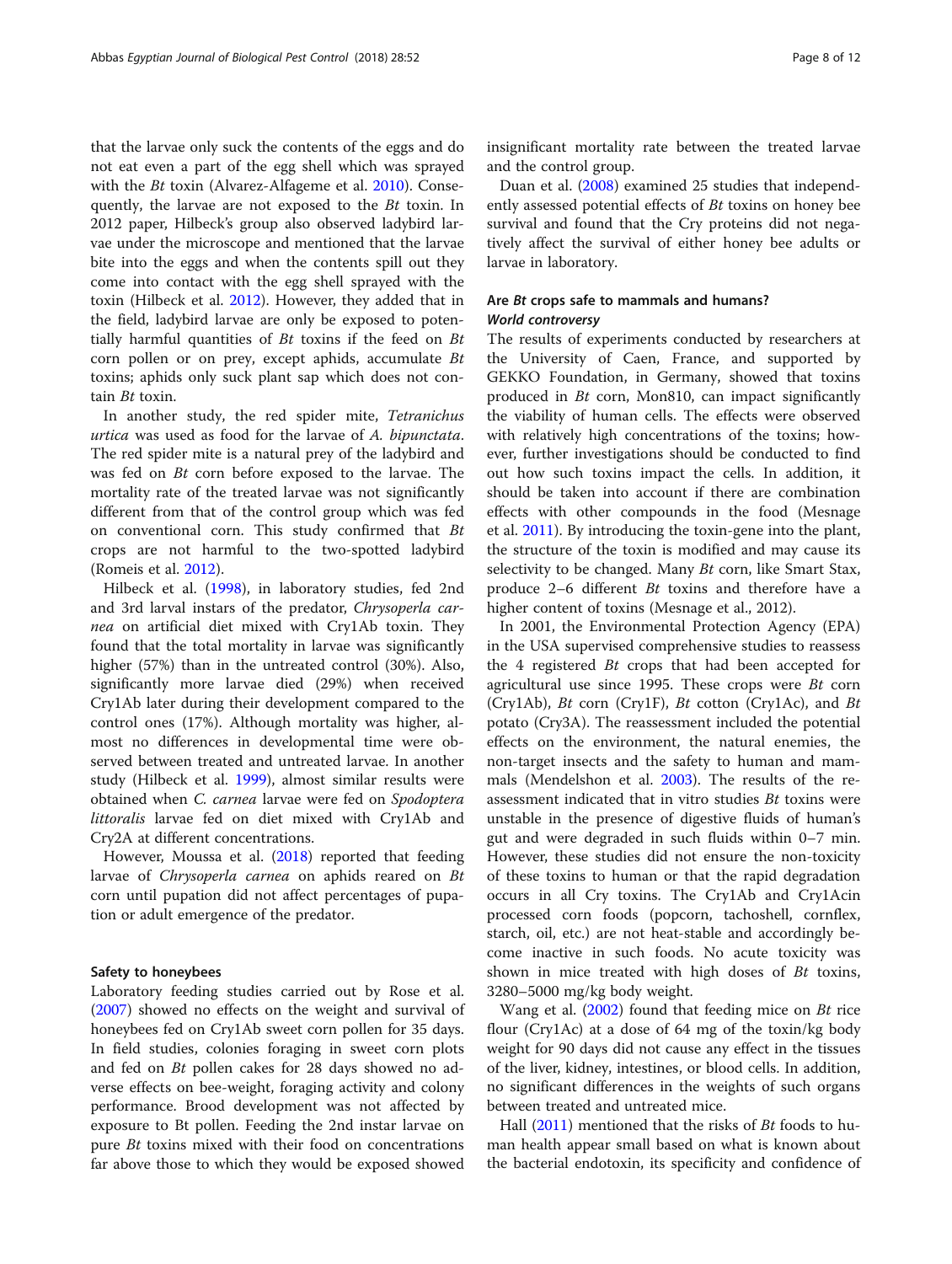that the larvae only suck the contents of the eggs and do not eat even a part of the egg shell which was sprayed with the *Bt* toxin (Alvarez-Alfageme et al. 2010). Consequently, the larvae are not exposed to the *Bt* toxin. In 2012 paper, Hilbeck's group also observed ladybird larvae under the microscope and mentioned that the larvae bite into the eggs and when the contents spill out they come into contact with the egg shell sprayed with the toxin (Hilbeck et al. 2012). However, they added that in the field, ladybird larvae are only be exposed to potentially harmful quantities of *Bt* toxins if the feed on *Bt* corn pollen or on prey, except aphids, accumulate *Bt* toxins; aphids only suck plant sap which does not contain *Bt* toxin.

In another study, the red spider mite, *Tetranichus urtica* was used as food for the larvae of *A. bipunctata*. The red spider mite is a natural prey of the ladybird and was fed on *Bt* corn before exposed to the larvae. The mortality rate of the treated larvae was not significantly different from that of the control group which was fed on conventional corn. This study confirmed that *Bt* crops are not harmful to the two-spotted ladybird (Romeis et al. 2012).

Hilbeck et al. (1998), in laboratory studies, fed 2nd and 3rd larval instars of the predator, *Chrysoperla carnea* on artificial diet mixed with Cry1Ab toxin. They found that the total mortality in larvae was significantly higher (57%) than in the untreated control (30%). Also, significantly more larvae died (29%) when received Cry1Ab later during their development compared to the control ones (17%). Although mortality was higher, almost no differences in developmental time were observed between treated and untreated larvae. In another study (Hilbeck et al. 1999), almost similar results were obtained when *C. carnea* larvae were fed on *Spodoptera littoralis* larvae fed on diet mixed with Cry1Ab and Cry2A at different concentrations.

However, Moussa et al. (2018) reported that feeding larvae of *Chrysoperla carnea* on aphids reared on *Bt* corn until pupation did not affect percentages of pupation or adult emergence of the predator.

### Safety to honeybees

Laboratory feeding studies carried out by Rose et al. (2007) showed no effects on the weight and survival of honeybees fed on Cry1Ab sweet corn pollen for 35 days. In field studies, colonies foraging in sweet corn plots and fed on *Bt* pollen cakes for 28 days showed no adverse effects on bee-weight, foraging activity and colony performance. Brood development was not affected by exposure to Bt pollen. Feeding the 2nd instar larvae on pure *Bt* toxins mixed with their food on concentrations far above those to which they would be exposed showed insignificant mortality rate between the treated larvae and the control group.

Duan et al. (2008) examined 25 studies that independently assessed potential effects of *Bt* toxins on honey bee survival and found that the Cry proteins did not negatively affect the survival of either honey bee adults or larvae in laboratory.

## Are *Bt* crops safe to mammals and humans?

### *World controversy*

The results of experiments conducted by researchers at the University of Caen, France, and supported by GEKKO Foundation, in Germany, showed that toxins produced in *Bt* corn, Mon810, can impact significantly the viability of human cells. The effects were observed with relatively high concentrations of the toxins; however, further investigations should be conducted to find out how such toxins impact the cells. In addition, it should be taken into account if there are combination effects with other compounds in the food (Mesnage et al. 2011). By introducing the toxin-gene into the plant, the structure of the toxin is modified and may cause its selectivity to be changed. Many *Bt* corn, like Smart Stax, produce 2–6 different *Bt* toxins and therefore have a higher content of toxins (Mesnage et al., 2012).

In 2001, the Environmental Protection Agency (EPA) in the USA supervised comprehensive studies to reassess the 4 registered *Bt* crops that had been accepted for agricultural use since 1995. These crops were *Bt* corn (Cry1Ab), *Bt* corn (Cry1F), *Bt* cotton (Cry1Ac), and *Bt* potato (Cry3A). The reassessment included the potential effects on the environment, the natural enemies, the non-target insects and the safety to human and mammals (Mendelshon et al. 2003). The results of the reassessment indicated that in vitro studies *Bt* toxins were unstable in the presence of digestive fluids of human's gut and were degraded in such fluids within 0–7 min. However, these studies did not ensure the non-toxicity of these toxins to human or that the rapid degradation occurs in all Cry toxins. The Cry1Ab and Cry1Acin processed corn foods (popcorn, tachoshell, cornflex, starch, oil, etc.) are not heat-stable and accordingly become inactive in such foods. No acute toxicity was shown in mice treated with high doses of *Bt* toxins, 3280–5000 mg/kg body weight.

Wang et al. (2002) found that feeding mice on *Bt* rice flour (Cry1Ac) at a dose of 64 mg of the toxin/kg body weight for 90 days did not cause any effect in the tissues of the liver, kidney, intestines, or blood cells. In addition, no significant differences in the weights of such organs between treated and untreated mice.

Hall (2011) mentioned that the risks of *Bt* foods to human health appear small based on what is known about the bacterial endotoxin, its specificity and confidence of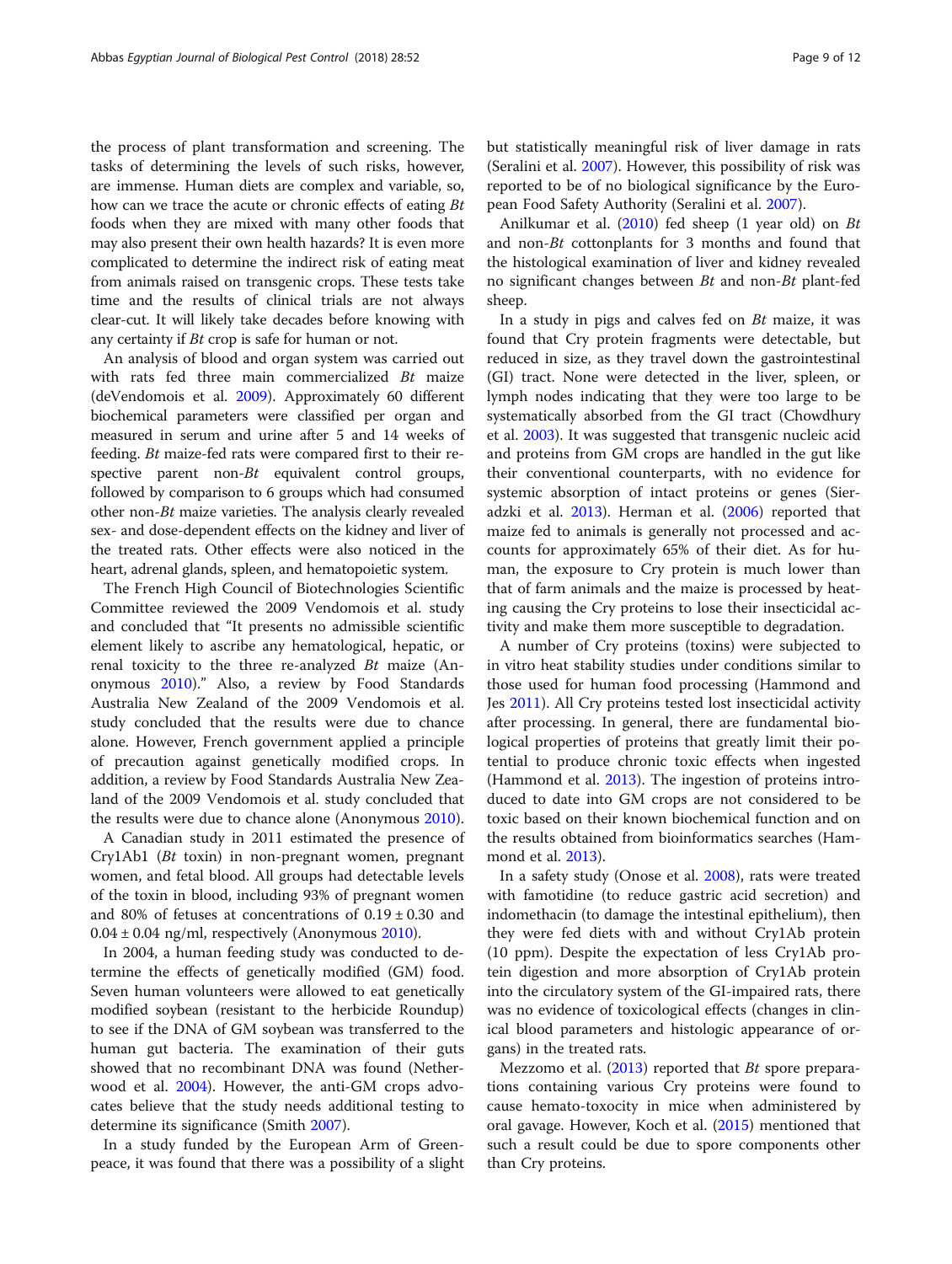the process of plant transformation and screening. The tasks of determining the levels of such risks, however, are immense. Human diets are complex and variable, so, how can we trace the acute or chronic effects of eating *Bt* foods when they are mixed with many other foods that may also present their own health hazards? It is even more complicated to determine the indirect risk of eating meat from animals raised on transgenic crops. These tests take time and the results of clinical trials are not always clear-cut. It will likely take decades before knowing with any certainty if *Bt* crop is safe for human or not.

An analysis of blood and organ system was carried out with rats fed three main commercialized *Bt* maize (deVendomois et al. 2009). Approximately 60 different biochemical parameters were classified per organ and measured in serum and urine after 5 and 14 weeks of feeding. *Bt* maize-fed rats were compared first to their respective parent non-*Bt* equivalent control groups, followed by comparison to 6 groups which had consumed other non-*Bt* maize varieties. The analysis clearly revealed sex- and dose-dependent effects on the kidney and liver of the treated rats. Other effects were also noticed in the heart, adrenal glands, spleen, and hematopoietic system.

The French High Council of Biotechnologies Scientific Committee reviewed the 2009 Vendomois et al. study and concluded that "It presents no admissible scientific element likely to ascribe any hematological, hepatic, or renal toxicity to the three re-analyzed *Bt* maize (Anonymous 2010)." Also, a review by Food Standards Australia New Zealand of the 2009 Vendomois et al. study concluded that the results were due to chance alone. However, French government applied a principle of precaution against genetically modified crops. In addition, a review by Food Standards Australia New Zealand of the 2009 Vendomois et al. study concluded that the results were due to chance alone (Anonymous 2010).

A Canadian study in 2011 estimated the presence of Cry1Ab1 (*Bt* toxin) in non-pregnant women, pregnant women, and fetal blood. All groups had detectable levels of the toxin in blood, including 93% of pregnant women and 80% of fetuses at concentrations of $0.19 \pm 0.30$ and $0.04 \pm 0.04$ ng/ml, respectively (Anonymous 2010).

In 2004, a human feeding study was conducted to determine the effects of genetically modified (GM) food. Seven human volunteers were allowed to eat genetically modified soybean (resistant to the herbicide Roundup) to see if the DNA of GM soybean was transferred to the human gut bacteria. The examination of their guts showed that no recombinant DNA was found (Netherwood et al. 2004). However, the anti-GM crops advocates believe that the study needs additional testing to determine its significance (Smith 2007).

In a study funded by the European Arm of Greenpeace, it was found that there was a possibility of a slight but statistically meaningful risk of liver damage in rats (Seralini et al. 2007). However, this possibility of risk was reported to be of no biological significance by the European Food Safety Authority (Seralini et al. 2007).

Anilkumar et al. (2010) fed sheep (1 year old) on *Bt* and non-*Bt* cottonplants for 3 months and found that the histological examination of liver and kidney revealed no significant changes between *Bt* and non-*Bt* plant-fed sheep.

In a study in pigs and calves fed on *Bt* maize, it was found that Cry protein fragments were detectable, but reduced in size, as they travel down the gastrointestinal (GI) tract. None were detected in the liver, spleen, or lymph nodes indicating that they were too large to be systematically absorbed from the GI tract (Chowdhury et al. 2003). It was suggested that transgenic nucleic acid and proteins from GM crops are handled in the gut like their conventional counterparts, with no evidence for systemic absorption of intact proteins or genes (Sieradzki et al. 2013). Herman et al. (2006) reported that maize fed to animals is generally not processed and accounts for approximately 65% of their diet. As for human, the exposure to Cry protein is much lower than that of farm animals and the maize is processed by heating causing the Cry proteins to lose their insecticidal activity and make them more susceptible to degradation.

A number of Cry proteins (toxins) were subjected to in vitro heat stability studies under conditions similar to those used for human food processing (Hammond and Jes 2011). All Cry proteins tested lost insecticidal activity after processing. In general, there are fundamental biological properties of proteins that greatly limit their potential to produce chronic toxic effects when ingested (Hammond et al. 2013). The ingestion of proteins introduced to date into GM crops are not considered to be toxic based on their known biochemical function and on the results obtained from bioinformatics searches (Hammond et al. 2013).

In a safety study (Onose et al. 2008), rats were treated with famotidine (to reduce gastric acid secretion) and indomethacin (to damage the intestinal epithelium), then they were fed diets with and without Cry1Ab protein (10 ppm). Despite the expectation of less Cry1Ab protein degradation and more absorption of Cry1Ab protein into the circulatory system of the GI-impaired rats, there was no evidence of toxicological effects (changes in clinical blood parameters and histologic appearance of organs) in the treated rats.

Mezzomo et al. (2013) reported that *Bt* spore preparations containing various Cry proteins were found to cause hemato-toxocity in mice when administered by oral gavage. However, Koch et al. (2015) mentioned that such a result could be due to spore components other than Cry proteins.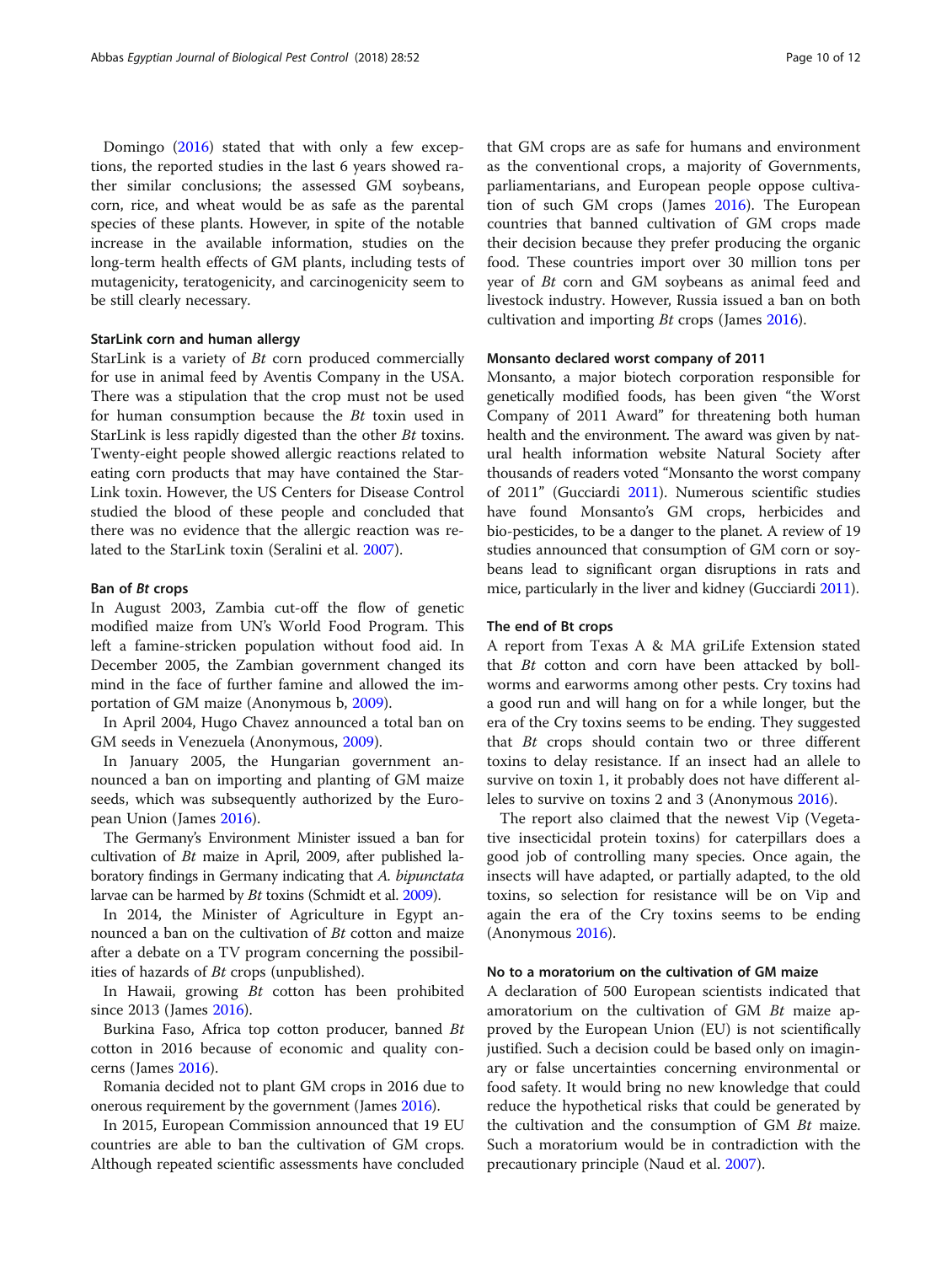Domingo (2016) stated that with only a few exceptions, the reported studies in the last 6 years showed rather similar conclusions; the assessed GM soybeans, corn, rice, and wheat would be as safe as the parental species of these plants. However, in spite of the notable increase in the available information, studies on the long-term health effects of GM plants, including tests of mutagenicity, teratogenicity, and carcinogenicity seem to be still clearly necessary.

### StarLink corn and human allergy

StarLink is a variety of *Bt* corn produced commercially for use in animal feed by Aventis Company in the USA. There was a stipulation that the crop must not be used for human consumption because the *Bt* toxin used in StarLink is less rapidly digested than the other *Bt* toxins. Twenty-eight people showed allergic reactions related to eating corn products that may have contained the StarLink toxin. However, the US Centers for Disease Control studied the blood of these people and concluded that there was no evidence that the allergic reaction was related to the StarLink toxin (Seralini et al. 2007).

### Ban of *Bt* crops

In August 2003, Zambia cut-off the flow of genetic modified maize from UN's World Food Program. This left a famine-stricken population without food aid. In December 2005, the Zambian government changed its mind in the face of further famine and allowed the importation of GM maize (Anonymous b, 2009).

In April 2004, Hugo Chavez announced a total ban on GM seeds in Venezuela (Anonymous, 2009).

In January 2005, the Hungarian government announced a ban on importing and planting of GM maize seeds, which was subsequently authorized by the European Union (James 2016).

The Germany's Environment Minister issued a ban for cultivation of *Bt* maize in April, 2009, after published laboratory findings in Germany indicating that *A. bipunctata* larvae can be harmed by *Bt* toxins (Schmidt et al. 2009).

In 2014, the Minister of Agriculture in Egypt announced a ban on the cultivation of *Bt* cotton and maize after a debate on a TV program concerning the possibilities of hazards of *Bt* crops (unpublished).

In Hawaii, growing *Bt* cotton has been prohibited since 2013 (James 2016).

Burkina Faso, Africa top cotton producer, banned *Bt* cotton in 2016 because of economic and quality concerns (James 2016).

Romania decided not to plant GM crops in 2016 due to onerous requirement by the government (James 2016).

In 2015, European Commission announced that 19 EU countries are able to ban the cultivation of GM crops. Although repeated scientific assessments have concluded that GM crops are as safe for humans and environment as the conventional crops, a majority of Governments, parliamentarians, and European people oppose cultivation of such GM crops (James 2016). The European countries that banned cultivation of GM crops made their decision because they prefer producing the organic food. These countries import over 30 million tons per year of *Bt* corn and GM soybeans as animal feed and livestock industry. However, Russia issued a ban on both cultivation and importing *Bt* crops (James 2016).

### Monsanto declared worst company of 2011

Monsanto, a major biotech corporation responsible for genetically modified foods, has been given "the Worst Company of 2011 Award" for threatening both human health and the environment. The award was given by natural health information website Natural Society after thousands of readers voted "Monsanto the worst company of 2011" (Gucciardi 2011). Numerous scientific studies have found Monsanto's GM crops, herbicides and bio-pesticides, to be a danger to the planet. A review of 19 studies announced that consumption of GM corn or soybeans lead to significant organ disruptions in rats and mice, particularly in the liver and kidney (Gucciardi 2011).

### The end of Bt crops

A report from Texas A & MA griLife Extension stated that *Bt* cotton and corn have been attacked by bollworms and earworms among other pests. Cry toxins had a good run and will hang on for a while longer, but the era of the Cry toxins seems to be ending. They suggested that *Bt* crops should contain two or three different toxins to delay resistance. If an insect had an allele to survive on toxin 1, it probably does not have different alleles to survive on toxins 2 and 3 (Anonymous 2016).

The report also claimed that the newest Vip (Vegetative insecticidal protein toxins) for caterpillars does a good job of controlling many species. Once again, the insects will have adapted, or partially adapted, to the old toxins, so selection for resistance will be on Vip and again the era of the Cry toxins seems to be ending (Anonymous 2016).

### No to a moratorium on the cultivation of GM maize

A declaration of 500 European scientists indicated that amoratorium on the cultivation of GM *Bt* maize approved by the European Union (EU) is not scientifically justified. Such a decision could be based only on imaginary or false uncertainties concerning environmental or food safety. It would bring no new knowledge that could reduce the hypothetical risks that could be generated by the cultivation and the consumption of GM *Bt* maize. Such a moratorium would be in contradiction with the precautionary principle (Naud et al. 2007).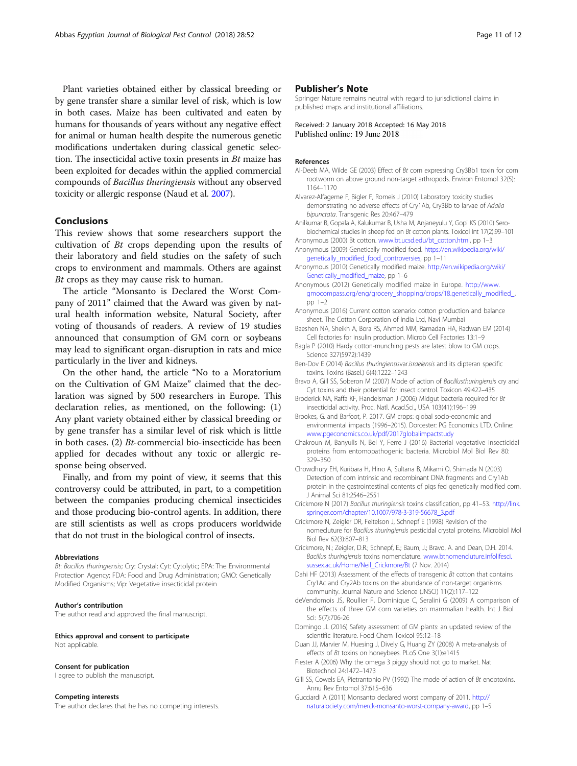Plant varieties obtained either by classical breeding or by gene transfer share a similar level of risk, which is low in both cases. Maize has been cultivated and eaten by humans for thousands of years without any negative effect for animal or human health despite the numerous genetic modifications undertaken during classical genetic selection. The insecticidal active toxin presents in *Bt* maize has been exploited for decades within the applied commercial compounds of *Bacillus thuringiensis* without any observed toxicity or allergic response (Naud et al. 2007).

## Conclusions

This review shows that some researchers support the cultivation of *Bt* crops depending upon the results of their laboratory and field studies on the safety of such crops to environment and mammals. Others are against *Bt* crops as they may cause risk to human.

The article "Monsanto is Declared the Worst Company of 2011" claimed that the Award was given by natural health information website, Natural Society, after voting of thousands of readers. A review of 19 studies announced that consumption of GM corn or soybeans may lead to significant organ-disruption in rats and mice particularly in the liver and kidneys.

On the other hand, the article "No to a Moratorium on the Cultivation of GM Maize" claimed that the declaration was signed by 500 researchers in Europe. This declaration relies, as mentioned, on the following: (1) Any plant variety obtained either by classical breeding or by gene transfer has a similar level of risk which is little in both cases. (2) *Bt*-commercial bio-insecticide has been applied for decades without any toxic or allergic response being observed.

Finally, and from my point of view, it seems that this controversy could be attributed, in part, to a competition between the companies producing chemical insecticides and those producing bio-control agents. In addition, there are still scientists as well as crops producers worldwide that do not trust in the biological control of insects.

#### Abbreviations

*Bt*: *Bacillus thuringiensis*; Cry: Crystal; Cyt: Cytolytic; EPA: The Environmental Protection Agency; FDA: Food and Drug Administration; GMO: Genetically Modified Organisms; Vip: Vegetative insecticidal protein

#### Author's contribution

The author read and approved the final manuscript.

#### Ethics approval and consent to participate

Not applicable.

#### Consent for publication

I agree to publish the manuscript.

#### Competing interests

The author declares that he has no competing interests.

## Publisher's Note

Springer Nature remains neutral with regard to jurisdictional claims in published maps and institutional affiliations.

Received: 2 January 2018 Accepted: 16 May 2018
Published online: 19 June 2018

#### References

Al-Deeb MA, Wilde GE (2003) Effect of *Bt* corn expressing Cry3Bb1 toxin for corn rootworm on above ground non-target arthropods. Environ Entomol 32(5): 1164–1170

Alvarez-Alfageme F, Bigler F, Romeis J (2010) Laboratory toxicity studies demonstrating no adverse effects of Cry1Ab, Cry3Bb to larvae of *Adalia bipunctata*. Transgenic Res 20:467–479

Anilkumar B, Gopala A, Kalukumar B, Usha M, Anjaneyulu Y, Gopi KS (2010) Sero-biochemical studies in sheep fed on *Bt* cotton plants. Toxicol Int 17(2):99–101

Anonymous (2000) Bt cotton. www.bt.ucsd.edu/bt_cotton.html, pp 1–3

Anonymous (2009) Genetically modified food. https://en.wikipedia.org/wiki/genetically_modified_food_controversies, pp 1–11

Anonymous (2010) Genetically modified maize. http://en.wikipedia.org/wiki/Genetically_modified_maize, pp 1–6

Anonymous (2012) Genetically modified maize in Europe. http://www.gmocompass.org/eng/grocery_shopping/crops/18.genetically_modified_, pp 1–2

Anonymous (2016) Current cotton scenario: cotton production and balance sheet. The Cotton Corporation of India Ltd, Navi Mumbai

Baeshen NA, Sheikh A, Bora RS, Ahmed MM, Ramadan HA, Radwan EM (2014) Cell factories for insulin production. Microb Cell Factories 13:1–9

Bagla P (2010) Hardy cotton-munching pests are latest blow to GM crops. Science 327(5972):1439

Ben-Dov E (2014) *Bacillus thuringiensis*var.*israelensis* and its dipteran specific toxins. Toxins (Basel.) 6(4):1222–1243

Bravo A, Gill SS, Soberon M (2007) Mode of action of *Bacillusthuringiensis* cry and Cyt toxins and their potential for insect control. Toxicon 49:422–435

Broderick NA, Raffa KF, Handelsman J (2006) Midgut bacteria required for *Bt* insecticidal activity. Proc. Natl. Acad.Sci., USA 103(41):196–199

Brookes, G. and Barfoot, P. 2017. GM crops: global socio-economic and environmental impacts (1996–2015). Dorcester: PG Economics LTD. Online: www.pgeconomics.co.uk/pdf/2017globalimpactstudy

Chakroun M, Banyulls N, Bel Y, Ferre J (2016) Bacterial vegetative insecticidal proteins from entomopathogenic bacteria. Microbiol Mol Biol Rev 80: 329–350

Chowdhury EH, Kuribara H, Hino A, Sultana B, Mikami O, Shimada N (2003) Detection of corn intrinsic and recombinant DNA fragments and Cry1Ab protein in the gastrointestinal contents of pigs fed genetically modified corn. J Animal Sci 81:2546–2551

Crickmore N (2017) *Bacillus thuringiensis* toxins classification, pp 41–53. http://link.springer.com/chapter/10.1007/978-3-319-56678_3.pdf

Crickmore N, Zeigler DR, Feitelson J, Schnepf E (1998) Revision of the nomecluture for *Bacillus thuringiensis* pesticidal crystal proteins. Microbiol Mol Biol Rev 62(3):807–813

Crickmore, N.; Zeigler, D.R.; Schnepf, E.; Baum, J.; Bravo, A. and Dean, D.H. 2014. *Bacillus thuringiensis* toxins nomenclature. www.btnomencluture.infolifesci.sussex.ac.uk/Home/Neil_Crickmore/Bt (7 Nov. 2014)

Dahi HF (2013) Assessment of the effects of transgenic *Bt* cotton that contains Cry1Ac and Cry2Ab toxins on the abundance of non-target organisms community. Journal Nature and Science (JNSCI) 11(2):117–122

deVendomois JS, Roullier F, Dominique C, Seralini G (2009) A comparison of the effects of three GM corn varieties on mammalian health. Int J Biol Sci: 5(7):706-26

Domingo JL (2016) Safety assessment of GM plants: an updated review of the scientific literature. Food Chem Toxicol 95:12–18

Duan JJ, Marvier M, Huesing J, Dively G, Huang ZY (2008) A meta-analysis of effects of *Bt* toxins on honeybees. PLoS One 3(1):e1415

Fiester A (2006) Why the omega 3 piggy should not go to market. Nat Biotechnol 24:1472–1473

Gill SS, Cowels EA, Pietrantonio PV (1992) The mode of action of *Bt* endotoxins. Annu Rev Entomol 37:615–636

Gucciardi A (2011) Monsanto declared worst company of 2011. http://naturalociety.com/merck-monsanto-worst-company-award, pp 1–5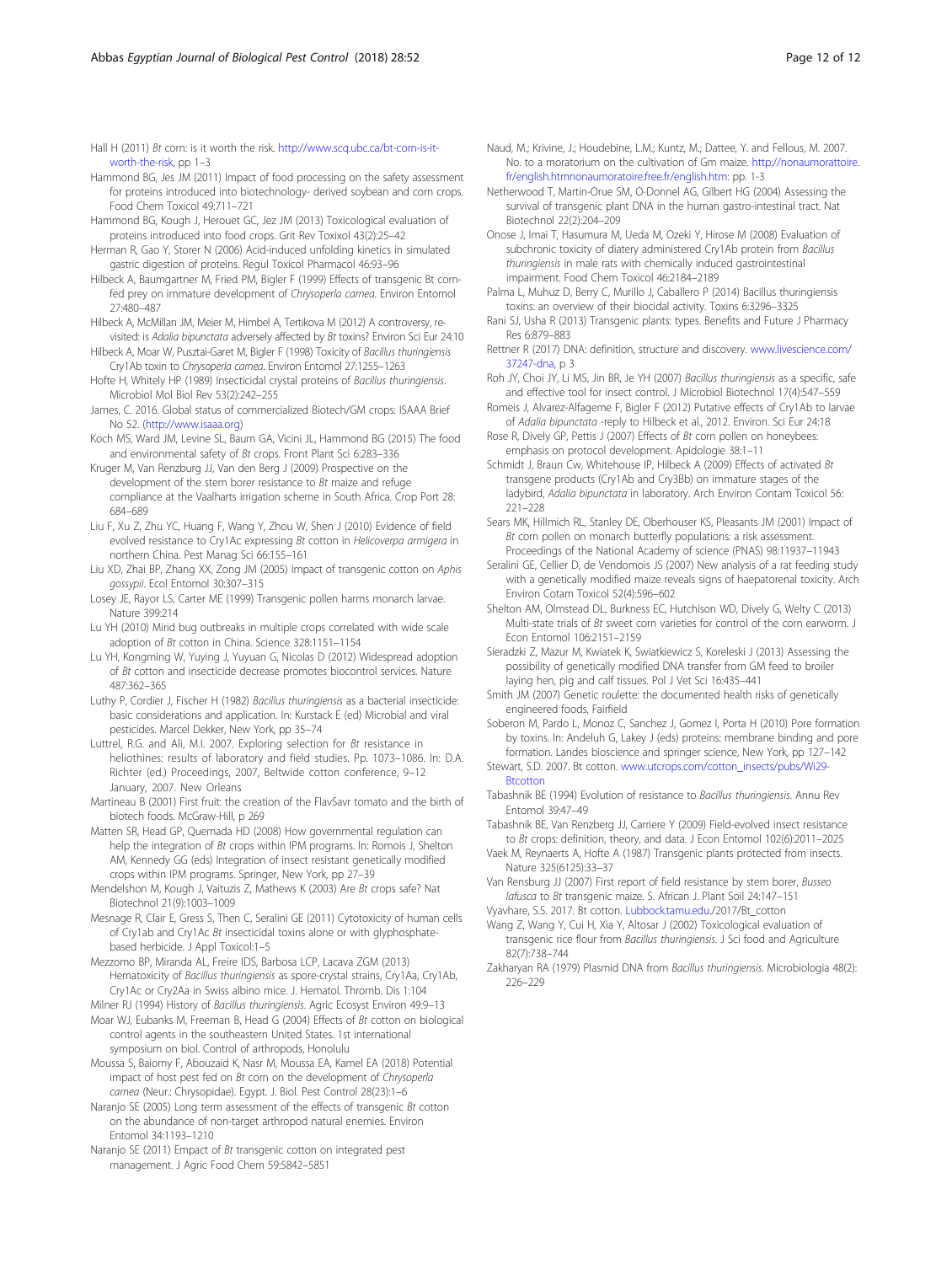Hall H (2011) *Bt* corn: is it worth the risk. http://www.scq.ubc.ca/bt-corn-is-it-worth-the-risk, pp 1–3

Hammond BG, Jes JM (2011) Impact of food processing on the safety assessment for proteins introduced into biotechnology- derived soybean and corn crops. Food Chem Toxicol 49:711–721

Hammond BG, Kough J, Herouet GC, Jez JM (2013) Toxicological evaluation of proteins introduced into food crops. Grit Rev Toxixol 43(2):25–42

Herman R, Gao Y, Storer N (2006) Acid-induced unfolding kinetics in simulated gastric digestion of proteins. Regul Toxicol Pharmacol 46:93–96

Hilbeck A, Baumgartner M, Fried PM, Bigler F (1999) Effects of transgenic Bt corn-fed prey on immature development of *Chrysoperla carnea*. Environ Entomol 27:480–487

Hilbeck A, McMillan JM, Meier M, Himbel A, Tertikova M (2012) A controversy, re-visited: is *Adalia bipunctata* adversely affected by *Bt* toxins? Environ Sci Eur 24:10

Hilbeck A, Moar W, Pusztai-Garet M, Bigler F (1998) Toxicity of *Bacillus thuringiensis* Cry1Ab toxin to *Chrysoperla carnea*. Environ Entomol 27:1255–1263

Hofte H, Whitely HP (1989) Insecticidal crystal proteins of *Bacillus thuringiensis*. Microbiol Mol Biol Rev 53(2):242–255

James, C. 2016. Global status of commercialized Biotech/GM crops: ISAAA Brief No 52. (http://www.isaaa.org)

Koch MS, Ward JM, Levine SL, Baum GA, Vicini JL, Hammond BG (2015) The food and environmental safety of *Bt* crops. Front Plant Sci 6:283–336

Kruger M, Van Renzburg JJ, Van den Berg J (2009) Prospective on the development of the stem borer resistance to *Bt* maize and refuge compliance at the Vaalharts irrigation scheme in South Africa. Crop Port 28: 684–689

Liu F, Xu Z, Zhu YC, Huang F, Wang Y, Zhou W, Shen J (2010) Evidence of field evolved resistance to Cry1Ac expressing *Bt* cotton in *Helicoverpa armigera* in northern China. Pest Manag Sci 66:155–161

Liu XD, Zhai BP, Zhang XX, Zong JM (2005) Impact of transgenic cotton on *Aphis gossypii*. Ecol Entomol 30:307–315

Losey JE, Rayor LS, Carter ME (1999) Transgenic pollen harms monarch larvae. Nature 399:214

Lu YH (2010) Mirid bug outbreaks in multiple crops correlated with wide scale adoption of *Bt* cotton in China. Science 328:1151–1154

Lu YH, Kongming W, Yuying J, Yuyuan G, Nicolas D (2012) Widespread adoption of *Bt* cotton and insecticide decrease promotes biocontrol services. Nature 487:362–365

Luthy P, Cordier J, Fischer H (1982) *Bacillus thuringiensis* as a bacterial insecticide: basic considerations and application. In: Kurstack E (ed) Microbial and viral pesticides. Marcel Dekker, New York, pp 35–74

Luttrel, R.G. and Ali, M.I. 2007. Exploring selection for *Bt* resistance in heliothines: results of laboratory and field studies. Pp. 1073–1086. In: D.A. Richter (ed.) Proceedings, 2007, Beltwide cotton conference, 9–12 January, 2007. New Orleans

Martineau B (2001) First fruit: the creation of the FlavSavr tomato and the birth of biotech foods. McGraw-Hill, p 269

Matten SR, Head GP, Quemada HD (2008) How governmental regulation can help the integration of *Bt* crops within IPM programs. In: Romois J, Shelton AM, Kennedy GG (eds) Integration of insect resistant genetically modified crops within IPM programs. Springer, New York, pp 27–39

Mendelshon M, Kough J, Vaituzis Z, Mathews K (2003) Are *Bt* crops safe? Nat Biotechnol 21(9):1003–1009

Mesnage R, Clair E, Gress S, Then C, Seralini GE (2011) Cytotoxicity of human cells of Cry1ab and Cry1Ac *Bt* insecticidal toxins alone or with glyphosphate-based herbicide. J Appl Toxicol:1–5

Mezzomo BP, Miranda AL, Freire IDS, Barbosa LCP, Lacava ZGM (2013) Hematoxicity of *Bacillus thuringiensis* as spore-crystal strains, Cry1Aa, Cry1Ab, Cry1Ac or Cry2Aa in Swiss albino mice. J. Hematol. Thromb. Dis 1:104

Milner RJ (1994) History of *Bacillus thuringiensis*. Agric Ecosyst Environ 49:9–13

Moar WJ, Eubanks M, Freeman B, Head G (2004) Effects of *Bt* cotton on biological control agents in the southeastern United States. 1st international symposium on biol. Control of arthropods, Honolulu

Moussa S, Baiomy F, Abouzaid K, Nasr M, Moussa EA, Kamel EA (2018) Potential impact of host pest fed on *Bt* corn on the development of *Chrysoperla carnea* (Neur.: Chrysopidae). Egypt. J. Biol. Pest Control 28(23):1–6

Naranjo SE (2005) Long term assessment of the effects of transgenic *Bt* cotton on the abundance of non-target arthropod natural enemies. Environ Entomol 34:1193–1210

Naranjo SE (2011) Empact of *Bt* transgenic cotton on integrated pest management. J Agric Food Chem 59:5842–5851

Naud, M.; Krivine, J.; Houdebine, L.M.; Kuntz, M.; Dattee, Y. and Fellous, M. 2007. No. to a moratorium on the cultivation of Gm maize. http://nonaumorattoire.fr/english.htmnonaumoratoire.free.fr/english.htm: pp. 1-3

Netherwood T, Martin-Orue SM, O-Donnel AG, Gilbert HG (2004) Assessing the survival of transgenic plant DNA in the human gastro-intestinal tract. Nat Biotechnol 22(2):204–209

Onose J, Imai T, Hasumura M, Ueda M, Ozeki Y, Hirose M (2008) Evaluation of subchronic toxicity of dietary administered Cry1Ab protein from *Bacillus thuringiensis* in male rats with chemically induced gastrointestinal impairment. Food Chem Toxicol 46:2184–2189

Palma L, Muhuz D, Berry C, Murillo J, Caballero P (2014) Bacillus thuringiensis toxins: an overview of their biocidal activity. Toxins 6:3296–3325

Rani SJ, Usha R (2013) Transgenic plants: types. Benefits and Future J Pharmacy Res 6:879–883

Rettner R (2017) DNA: definition, structure and discovery. www.livescience.com/37247-dna, p 3

Roh JY, Choi JY, Li MS, Jin BR, Je YH (2007) *Bacillus thuringiensis* as a specific, safe and effective tool for insect control. J Microbiol Biotechnol 17(4):547–559

Romeis J, Alvarez-Alfageme F, Bigler F (2012) Putative effects of Cry1Ab to larvae of *Adalia bipunctata* -reply to Hilbeck et al., 2012. Environ. Sci Eur 24:18

Rose R, Dively GP, Pettis J (2007) Effects of *Bt* corn pollen on honeybees: emphasis on protocol development. Apidologie 38:1–11

Schmidt J, Braun Cw, Whitehouse IP, Hilbeck A (2009) Effects of activated *Bt* transgene products (Cry1Ab and Cry3Bb) on immature stages of the ladybird, *Adalia bipunctata* in laboratory. Arch Environ Contam Toxicol 56: 221–228

Sears MK, Hillmich RL, Stanley DE, Oberhouser KS, Pleasants JM (2001) Impact of *Bt* corn pollen on monarch butterfly populations: a risk assessment. Proceedings of the National Academy of science (PNAS) 98:11937–11943

Seralini GE, Cellier D, de Vendomois JS (2007) New analysis of a rat feeding study with a genetically modified maize reveals signs of haepatorenal toxicity. Arch Environ Cotam Toxicol 52(4):596–602

Shelton AM, Olmstead DL, Burkness EC, Hutchison WD, Dively G, Welty C (2013) Multi-state trials of *Bt* sweet corn varieties for control of the corn earworm. J Econ Entomol 106:2151–2159

Sieradzki Z, Mazur M, Kwiatek K, Swiatkiewicz S, Koreleski J (2013) Assessing the possibility of genetically modified DNA transfer from GM feed to broiler laying hen, pig and calf tissues. Pol J Vet Sci 16:435–441

Smith JM (2007) Genetic roulette: the documented health risks of genetically engineered foods, Fairfield

Soberon M, Pardo L, Monoz C, Sanchez J, Gomez I, Porta H (2010) Pore formation by toxins. In: Andeluh G, Lakey J (eds) proteins: membrane binding and pore formation. Landes bioscience and springer science, New York, pp 127–142

Stewart, S.D. 2007. Bt cotton. www.utcrops.com/cotton_insects/pubs/Wi29-Btcotton

Tabashnik BE (1994) Evolution of resistance to *Bacillus thuringiensis*. Annu Rev Entomol 39:47–49

Tabashnik BE, Van Renzberg JJ, Carriere Y (2009) Field-evolved insect resistance to *Bt* crops: definition, theory, and data. J Econ Entomol 102(6):2011–2025

Vaek M, Reynaerts A, Hofte A (1987) Transgenic plants protected from insects. Nature 325(6125):33–37

Van Rensburg JJ (2007) First report of field resistance by stem borer, *Busseo lafusca* to *Bt* transgenic maize. S. African J. Plant Soil 24:147–151

Vyavhare, S.S. 2017. Bt cotton. Lubbock.tamu.edu./2017/Bt_cotton

Wang Z, Wang Y, Cui H, Xia Y, Altosar J (2002) Toxicological evaluation of transgenic rice flour from *Bacillus thuringiensis*. J Sci food and Agriculture 82(7):738–744

Zakharyan RA (1979) Plasmid DNA from *Bacillus thuringiensis*. Microbiologia 48(2): 226–229